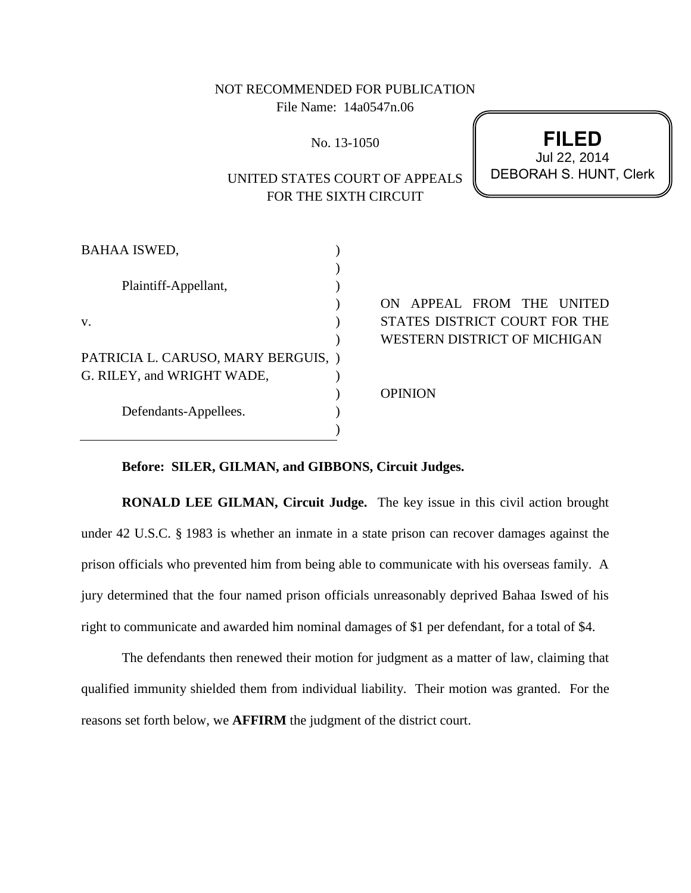NOT RECOMMENDED FOR PUBLICATION
File Name: 14a0547n.06

No. 13-1050

**FILED**
Jul 22, 2014
DEBORAH S. HUNT, Clerk

UNITED STATES COURT OF APPEALS
FOR THE SIXTH CIRCUIT

BAHAA ISWED,

Plaintiff-Appellant,

v.

PATRICIA L. CARUSO, MARY BERGUIS, G. RILEY, and WRIGHT WADE,

Defendants-Appellees.

ON APPEAL FROM THE UNITED STATES DISTRICT COURT FOR THE WESTERN DISTRICT OF MICHIGAN

OPINION

**Before: SILER, GILMAN, and GIBBONS, Circuit Judges.**

**RONALD LEE GILMAN, Circuit Judge.** The key issue in this civil action brought under 42 U.S.C. § 1983 is whether an inmate in a state prison can recover damages against the prison officials who prevented him from being able to communicate with his overseas family. A jury determined that the four named prison officials unreasonably deprived Bahaa Iswed of his right to communicate and awarded him nominal damages of $1 per defendant, for a total of $4.

The defendants then renewed their motion for judgment as a matter of law, claiming that qualified immunity shielded them from individual liability. Their motion was granted. For the reasons set forth below, we **AFFIRM** the judgment of the district court.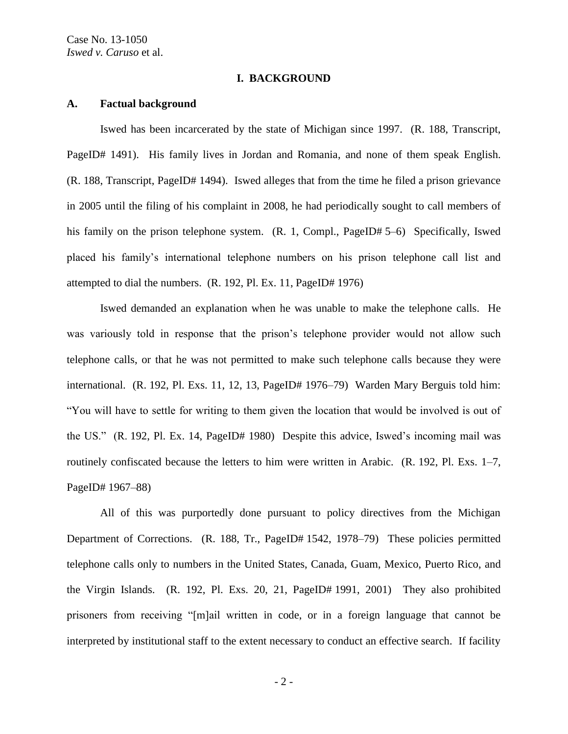## I. BACKGROUND

### A. Factual background

Iswed has been incarcerated by the state of Michigan since 1997. (R. 188, Transcript, PageID# 1491). His family lives in Jordan and Romania, and none of them speak English. (R. 188, Transcript, PageID# 1494). Iswed alleges that from the time he filed a prison grievance in 2005 until the filing of his complaint in 2008, he had periodically sought to call members of his family on the prison telephone system. (R. 1, Compl., PageID# 5–6) Specifically, Iswed placed his family's international telephone numbers on his prison telephone call list and attempted to dial the numbers. (R. 192, Pl. Ex. 11, PageID# 1976)

Iswed demanded an explanation when he was unable to make the telephone calls. He was variously told in response that the prison's telephone provider would not allow such telephone calls, or that he was not permitted to make such telephone calls because they were international. (R. 192, Pl. Exs. 11, 12, 13, PageID# 1976–79) Warden Mary Berguis told him: "You will have to settle for writing to them given the location that would be involved is out of the US." (R. 192, Pl. Ex. 14, PageID# 1980) Despite this advice, Iswed's incoming mail was routinely confiscated because the letters to him were written in Arabic. (R. 192, Pl. Exs. 1–7, PageID# 1967–88)

All of this was purportedly done pursuant to policy directives from the Michigan Department of Corrections. (R. 188, Tr., PageID# 1542, 1978–79) These policies permitted telephone calls only to numbers in the United States, Canada, Guam, Mexico, Puerto Rico, and the Virgin Islands. (R. 192, Pl. Exs. 20, 21, PageID# 1991, 2001) They also prohibited prisoners from receiving "[m]ail written in code, or in a foreign language that cannot be interpreted by institutional staff to the extent necessary to conduct an effective search. If facility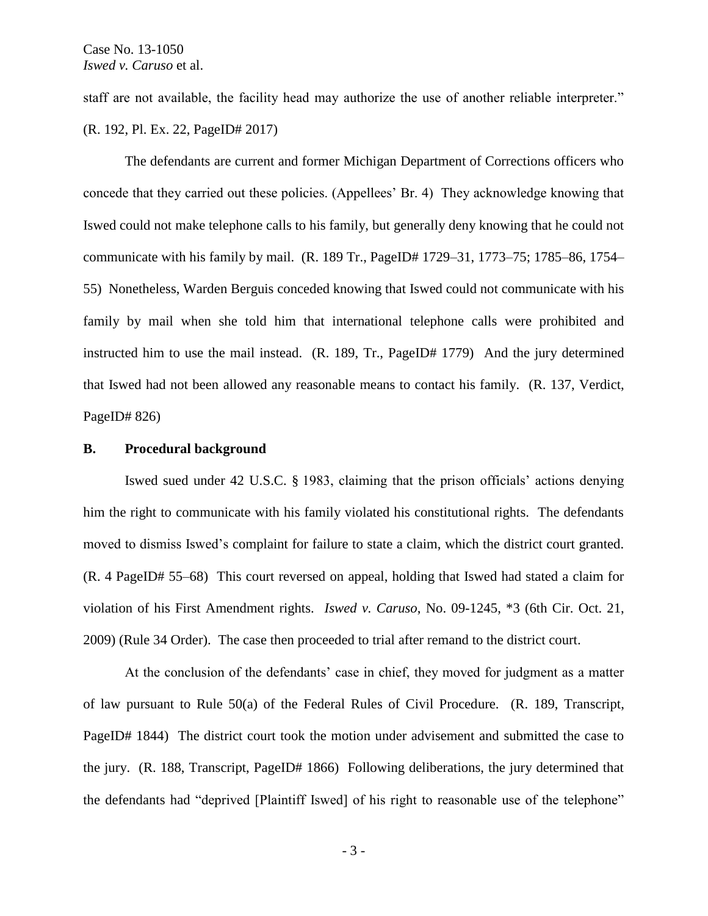staff are not available, the facility head may authorize the use of another reliable interpreter." (R. 192, Pl. Ex. 22, PageID# 2017)

The defendants are current and former Michigan Department of Corrections officers who concede that they carried out these policies. (Appellees' Br. 4) They acknowledge knowing that Iswed could not make telephone calls to his family, but generally deny knowing that he could not communicate with his family by mail. (R. 189 Tr., PageID# 1729–31, 1773–75; 1785–86, 1754–55) Nonetheless, Warden Berguis conceded knowing that Iswed could not communicate with his family by mail when she told him that international telephone calls were prohibited and instructed him to use the mail instead. (R. 189, Tr., PageID# 1779) And the jury determined that Iswed had not been allowed any reasonable means to contact his family. (R. 137, Verdict, PageID# 826)

## B. Procedural background

Iswed sued under 42 U.S.C. § 1983, claiming that the prison officials' actions denying him the right to communicate with his family violated his constitutional rights. The defendants moved to dismiss Iswed's complaint for failure to state a claim, which the district court granted. (R. 4 PageID# 55–68) This court reversed on appeal, holding that Iswed had stated a claim for violation of his First Amendment rights. *Iswed v. Caruso*, No. 09-1245, *3 (6th Cir. Oct. 21, 2009) (Rule 34 Order). The case then proceeded to trial after remand to the district court.

At the conclusion of the defendants' case in chief, they moved for judgment as a matter of law pursuant to Rule 50(a) of the Federal Rules of Civil Procedure. (R. 189, Transcript, PageID# 1844) The district court took the motion under advisement and submitted the case to the jury. (R. 188, Transcript, PageID# 1866) Following deliberations, the jury determined that the defendants had "deprived [Plaintiff Iswed] of his right to reasonable use of the telephone"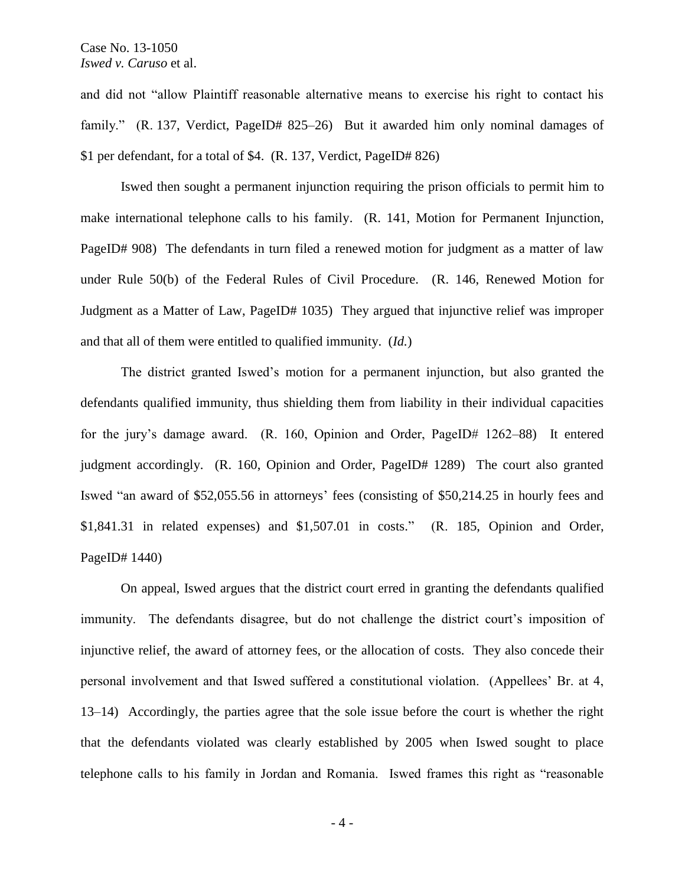and did not "allow Plaintiff reasonable alternative means to exercise his right to contact his family." (R. 137, Verdict, PageID# 825–26) But it awarded him only nominal damages of $1 per defendant, for a total of $4. (R. 137, Verdict, PageID# 826)

Iswed then sought a permanent injunction requiring the prison officials to permit him to make international telephone calls to his family. (R. 141, Motion for Permanent Injunction, PageID# 908) The defendants in turn filed a renewed motion for judgment as a matter of law under Rule 50(b) of the Federal Rules of Civil Procedure. (R. 146, Renewed Motion for Judgment as a Matter of Law, PageID# 1035) They argued that injunctive relief was improper and that all of them were entitled to qualified immunity. (*Id.*)

The district granted Iswed's motion for a permanent injunction, but also granted the defendants qualified immunity, thus shielding them from liability in their individual capacities for the jury's damage award. (R. 160, Opinion and Order, PageID# 1262–88) It entered judgment accordingly. (R. 160, Opinion and Order, PageID# 1289) The court also granted Iswed "an award of $52,055.56 in attorneys' fees (consisting of $50,214.25 in hourly fees and $1,841.31 in related expenses) and $1,507.01 in costs." (R. 185, Opinion and Order, PageID# 1440)

On appeal, Iswed argues that the district court erred in granting the defendants qualified immunity. The defendants disagree, but do not challenge the district court's imposition of injunctive relief, the award of attorney fees, or the allocation of costs. They also concede their personal involvement and that Iswed suffered a constitutional violation. (Appellees' Br. at 4, 13–14) Accordingly, the parties agree that the sole issue before the court is whether the right that the defendants violated was clearly established by 2005 when Iswed sought to place telephone calls to his family in Jordan and Romania. Iswed frames this right as "reasonable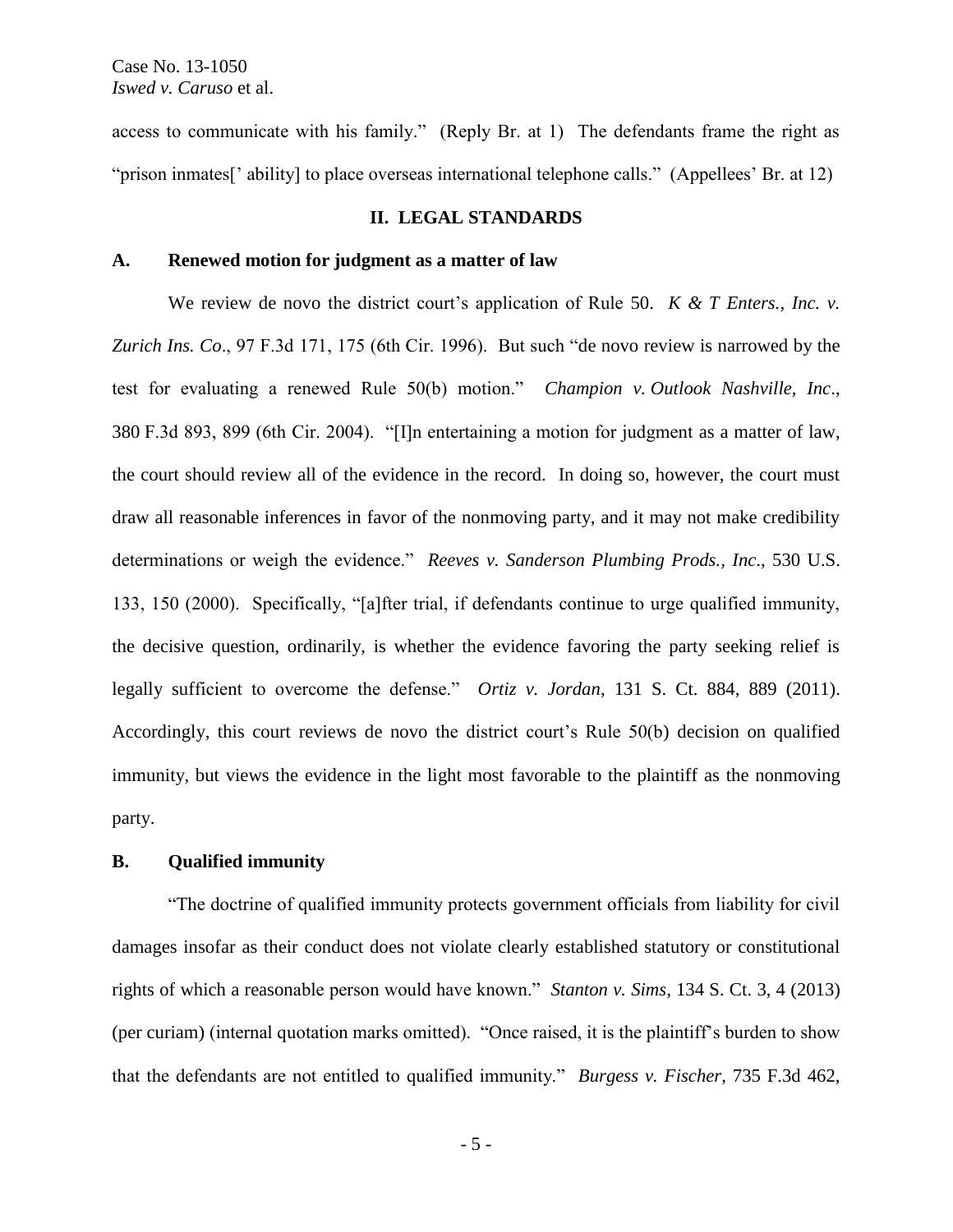access to communicate with his family." (Reply Br. at 1) The defendants frame the right as "prison inmates[' ability] to place overseas international telephone calls." (Appellees' Br. at 12)

## II. LEGAL STANDARDS

### A. Renewed motion for judgment as a matter of law

We review de novo the district court's application of Rule 50. *K & T Enters., Inc. v. Zurich Ins. Co*., 97 F.3d 171, 175 (6th Cir. 1996). But such "de novo review is narrowed by the test for evaluating a renewed Rule 50(b) motion." *Champion v. Outlook Nashville, Inc*., 380 F.3d 893, 899 (6th Cir. 2004). "[I]n entertaining a motion for judgment as a matter of law, the court should review all of the evidence in the record. In doing so, however, the court must draw all reasonable inferences in favor of the nonmoving party, and it may not make credibility determinations or weigh the evidence." *Reeves v. Sanderson Plumbing Prods., Inc*., 530 U.S. 133, 150 (2000). Specifically, "[a]fter trial, if defendants continue to urge qualified immunity, the decisive question, ordinarily, is whether the evidence favoring the party seeking relief is legally sufficient to overcome the defense." *Ortiz v. Jordan*, 131 S. Ct. 884, 889 (2011). Accordingly, this court reviews de novo the district court's Rule 50(b) decision on qualified immunity, but views the evidence in the light most favorable to the plaintiff as the nonmoving party.

### B. Qualified immunity

"The doctrine of qualified immunity protects government officials from liability for civil damages insofar as their conduct does not violate clearly established statutory or constitutional rights of which a reasonable person would have known." *Stanton v. Sims*, 134 S. Ct. 3, 4 (2013) (per curiam) (internal quotation marks omitted). "Once raised, it is the plaintiff's burden to show that the defendants are not entitled to qualified immunity." *Burgess v. Fischer*, 735 F.3d 462,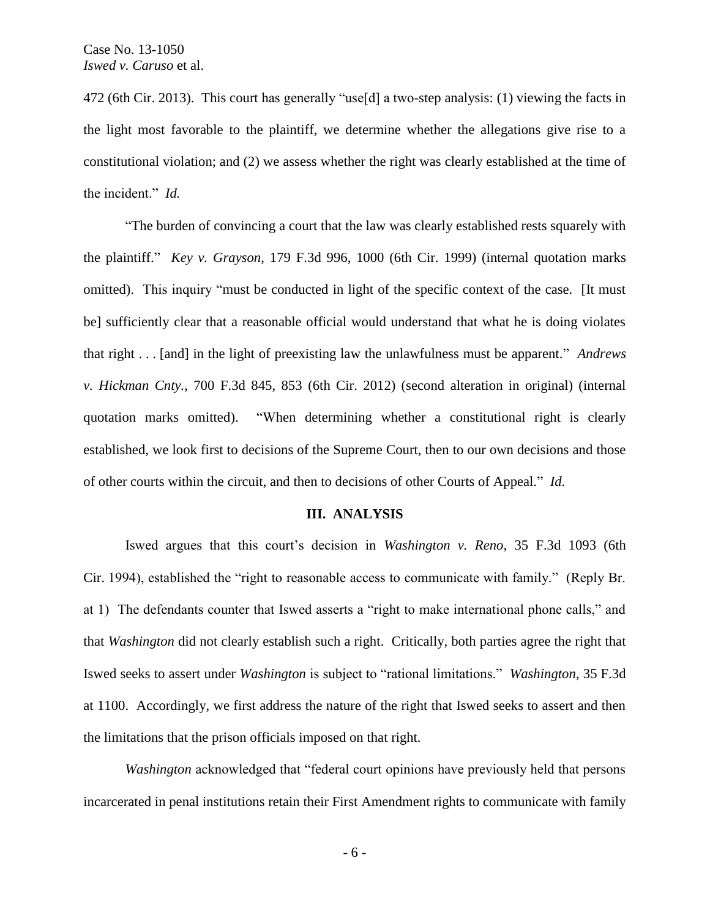472 (6th Cir. 2013). This court has generally "use[d] a two-step analysis: (1) viewing the facts in the light most favorable to the plaintiff, we determine whether the allegations give rise to a constitutional violation; and (2) we assess whether the right was clearly established at the time of the incident." *Id.*

"The burden of convincing a court that the law was clearly established rests squarely with the plaintiff." *Key v. Grayson*, 179 F.3d 996, 1000 (6th Cir. 1999) (internal quotation marks omitted). This inquiry "must be conducted in light of the specific context of the case. [It must be] sufficiently clear that a reasonable official would understand that what he is doing violates that right . . . [and] in the light of preexisting law the unlawfulness must be apparent." *Andrews v. Hickman Cnty.*, 700 F.3d 845, 853 (6th Cir. 2012) (second alteration in original) (internal quotation marks omitted). "When determining whether a constitutional right is clearly established, we look first to decisions of the Supreme Court, then to our own decisions and those of other courts within the circuit, and then to decisions of other Courts of Appeal." *Id.*

## III. ANALYSIS

Iswed argues that this court's decision in *Washington v. Reno*, 35 F.3d 1093 (6th Cir. 1994), established the "right to reasonable access to communicate with family." (Reply Br. at 1) The defendants counter that Iswed asserts a "right to make international phone calls," and that *Washington* did not clearly establish such a right. Critically, both parties agree the right that Iswed seeks to assert under *Washington* is subject to "rational limitations." *Washington*, 35 F.3d at 1100. Accordingly, we first address the nature of the right that Iswed seeks to assert and then the limitations that the prison officials imposed on that right.

*Washington* acknowledged that "federal court opinions have previously held that persons incarcerated in penal institutions retain their First Amendment rights to communicate with family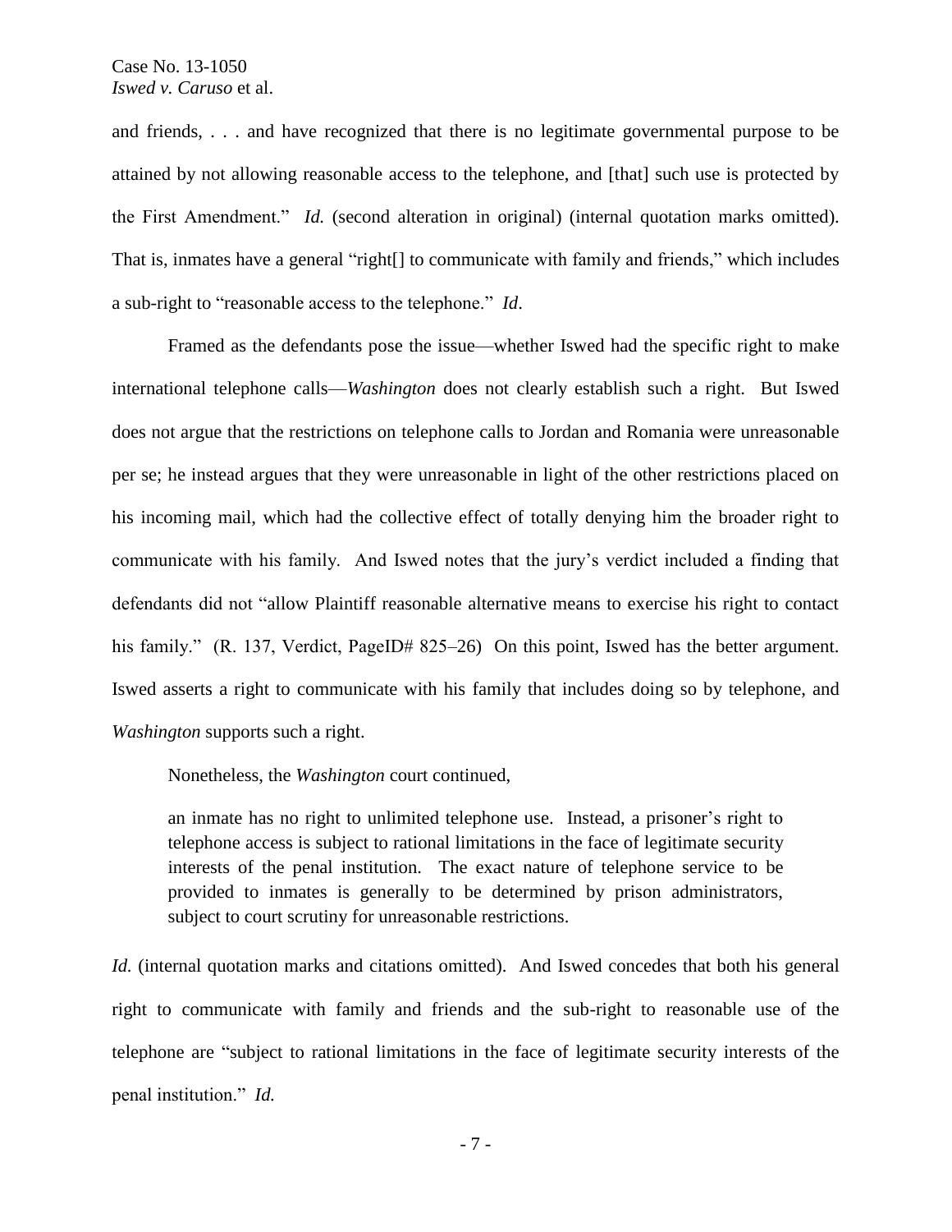and friends, . . . and have recognized that there is no legitimate governmental purpose to be attained by not allowing reasonable access to the telephone, and [that] such use is protected by the First Amendment." *Id.* (second alteration in original) (internal quotation marks omitted). That is, inmates have a general "right[] to communicate with family and friends," which includes a sub-right to "reasonable access to the telephone." *Id*.

Framed as the defendants pose the issue—whether Iswed had the specific right to make international telephone calls—*Washington* does not clearly establish such a right. But Iswed does not argue that the restrictions on telephone calls to Jordan and Romania were unreasonable per se; he instead argues that they were unreasonable in light of the other restrictions placed on his incoming mail, which had the collective effect of totally denying him the broader right to communicate with his family. And Iswed notes that the jury's verdict included a finding that defendants did not "allow Plaintiff reasonable alternative means to exercise his right to contact his family." (R. 137, Verdict, PageID# 825–26) On this point, Iswed has the better argument. Iswed asserts a right to communicate with his family that includes doing so by telephone, and *Washington* supports such a right.

Nonetheless, the *Washington* court continued,

> an inmate has no right to unlimited telephone use. Instead, a prisoner's right to telephone access is subject to rational limitations in the face of legitimate security interests of the penal institution. The exact nature of telephone service to be provided to inmates is generally to be determined by prison administrators, subject to court scrutiny for unreasonable restrictions.

*Id.* (internal quotation marks and citations omitted). And Iswed concedes that both his general right to communicate with family and friends and the sub-right to reasonable use of the telephone are "subject to rational limitations in the face of legitimate security interests of the penal institution." *Id.*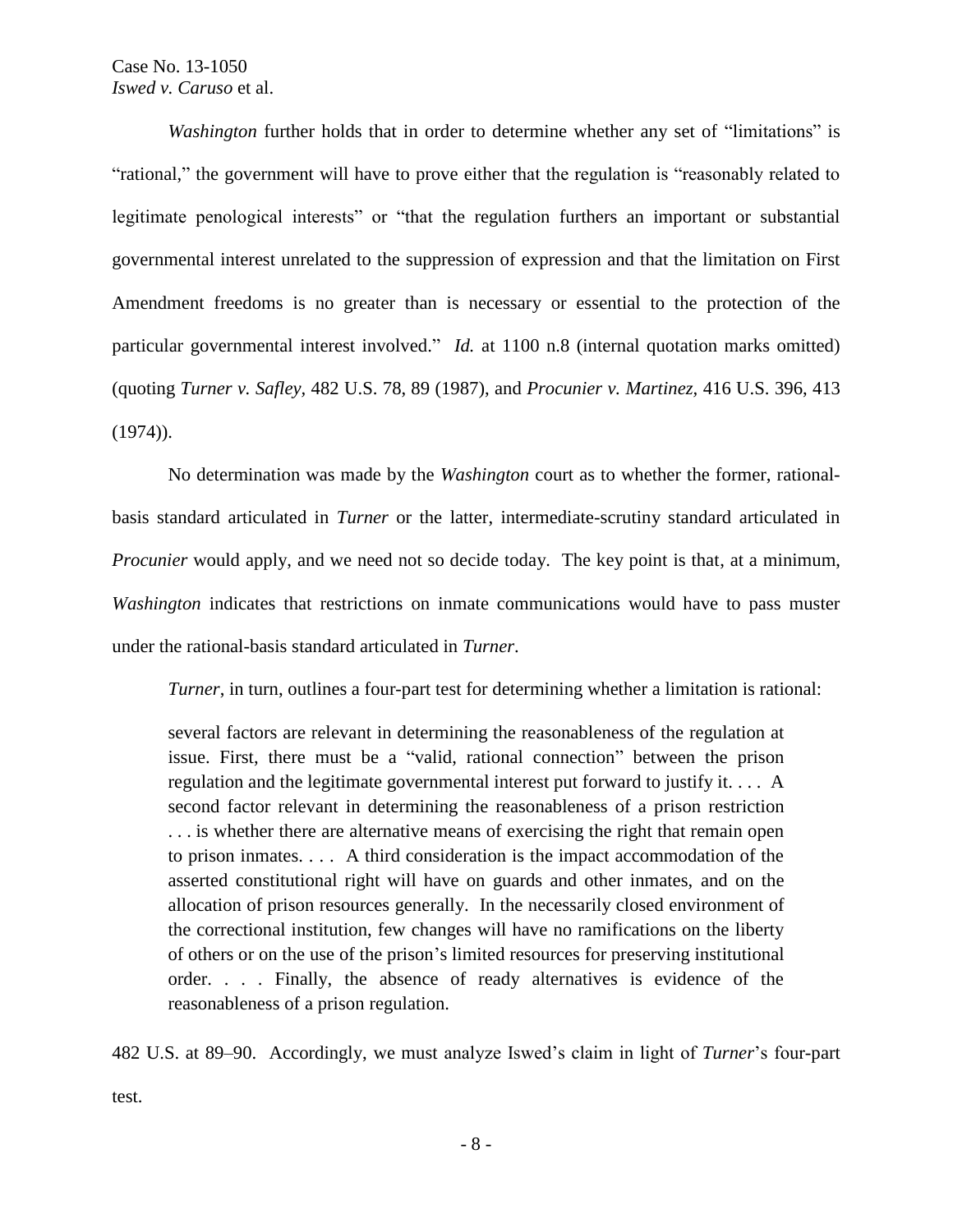*Washington* further holds that in order to determine whether any set of "limitations" is "rational," the government will have to prove either that the regulation is "reasonably related to legitimate penological interests" or "that the regulation furthers an important or substantial governmental interest unrelated to the suppression of expression and that the limitation on First Amendment freedoms is no greater than is necessary or essential to the protection of the particular governmental interest involved." *Id.* at 1100 n.8 (internal quotation marks omitted) (quoting *Turner v. Safley*, 482 U.S. 78, 89 (1987), and *Procunier v. Martinez*, 416 U.S. 396, 413 (1974)).

No determination was made by the *Washington* court as to whether the former, rational-basis standard articulated in *Turner* or the latter, intermediate-scrutiny standard articulated in *Procunier* would apply, and we need not so decide today. The key point is that, at a minimum, *Washington* indicates that restrictions on inmate communications would have to pass muster under the rational-basis standard articulated in *Turner*.

*Turner*, in turn, outlines a four-part test for determining whether a limitation is rational:

> several factors are relevant in determining the reasonableness of the regulation at issue. First, there must be a "valid, rational connection" between the prison regulation and the legitimate governmental interest put forward to justify it. . . . A second factor relevant in determining the reasonableness of a prison restriction . . . is whether there are alternative means of exercising the right that remain open to prison inmates. . . . A third consideration is the impact accommodation of the asserted constitutional right will have on guards and other inmates, and on the allocation of prison resources generally. In the necessarily closed environment of the correctional institution, few changes will have no ramifications on the liberty of others or on the use of the prison's limited resources for preserving institutional order. . . . Finally, the absence of ready alternatives is evidence of the reasonableness of a prison regulation.

482 U.S. at 89–90. Accordingly, we must analyze Iswed's claim in light of *Turner*'s four-part test.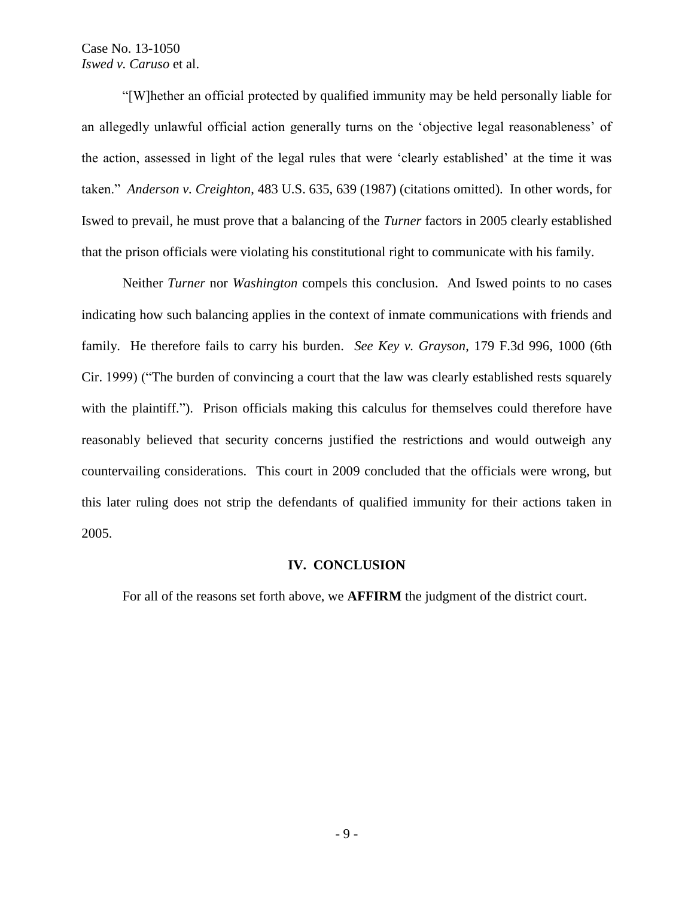"[W]hether an official protected by qualified immunity may be held personally liable for an allegedly unlawful official action generally turns on the 'objective legal reasonableness' of the action, assessed in light of the legal rules that were 'clearly established' at the time it was taken." *Anderson v. Creighton*, 483 U.S. 635, 639 (1987) (citations omitted). In other words, for Iswed to prevail, he must prove that a balancing of the *Turner* factors in 2005 clearly established that the prison officials were violating his constitutional right to communicate with his family.

Neither *Turner* nor *Washington* compels this conclusion. And Iswed points to no cases indicating how such balancing applies in the context of inmate communications with friends and family. He therefore fails to carry his burden. *See Key v. Grayson*, 179 F.3d 996, 1000 (6th Cir. 1999) ("The burden of convincing a court that the law was clearly established rests squarely with the plaintiff."). Prison officials making this calculus for themselves could therefore have reasonably believed that security concerns justified the restrictions and would outweigh any countervailing considerations. This court in 2009 concluded that the officials were wrong, but this later ruling does not strip the defendants of qualified immunity for their actions taken in 2005.

## IV. CONCLUSION

For all of the reasons set forth above, we **AFFIRM** the judgment of the district court.